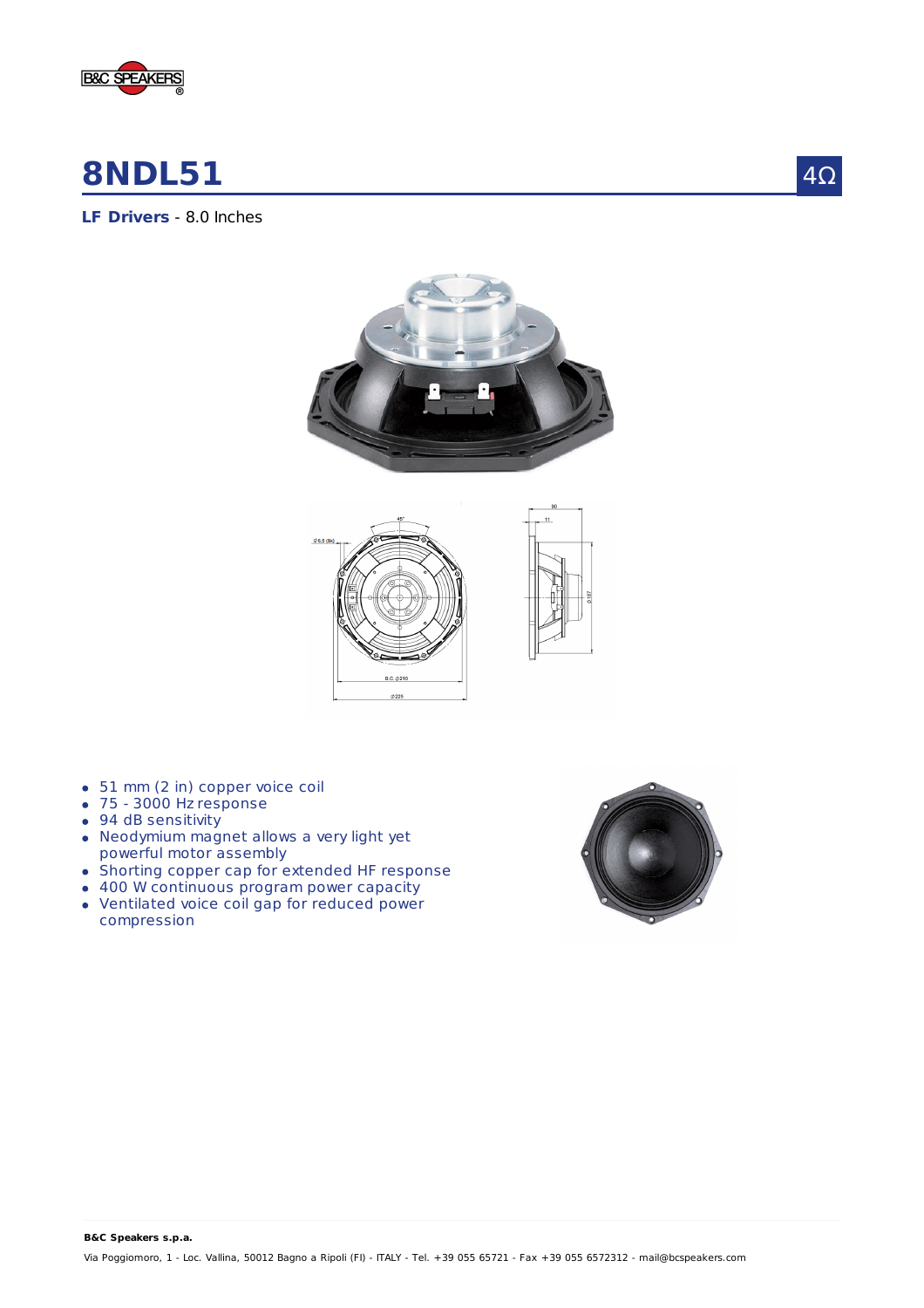# 8NDL51

4Ω

**LF Drivers** - 8.0 Inches

- 51 mm (2 in) copper voice coil
- 75 - 3000 Hz response
- 94 dB sensitivity
- Neodymium magnet allows a very light yet powerful motor assembly
- Shorting copper cap for extended HF response
- 400 W continuous program power capacity
- Ventilated voice coil gap for reduced power compression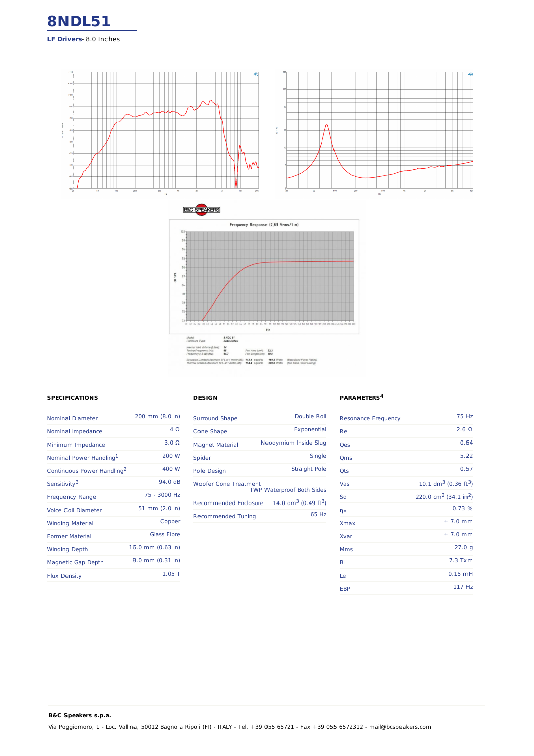# 8NDL51

**LF Drivers**- 8.0 Inches

Frequency Response (2,83 Vrms/1 m)

| | |
|---|---|
| Model | 8 NDL 51 |
| Enclosure Type | Bass Reflex |
| Internal Net Volume (Liters) | 14 |
| Tuning Frequency (Hz) | 65 |
| Frequency (-3 dB) (Hz) | 64.7 |
| Port Area (cm²) | 32.2 |
| Port Length (cm) | 10.0 |
| Excursion Limited Maximum SPL at 1 meter (dB) | 113.4 equal to 180.2 Watts (Bass Band Power Rating) |
| Thermal Limited Maximum SPL at 1 meter (dB) | 114.4 equal to 200.0 Watts (Mid Band Power Rating) |

## SPECIFICATIONS

| | |
|---|---|
| Nominal Diameter | 200 mm (8.0 in) |
| Nominal Impedance | 4 Ω |
| Minimum Impedance | 3.0 Ω |
| Nominal Power Handling[1] | 200 W |
| Continuous Power Handling[2] | 400 W |
| Sensitivity[3] | 94.0 dB |
| Frequency Range | 75 - 3000 Hz |
| Voice Coil Diameter | 51 mm (2.0 in) |
| Winding Material | Copper |
| Former Material | Glass Fibre |
| Winding Depth | 16.0 mm (0.63 in) |
| Magnetic Gap Depth | 8.0 mm (0.31 in) |
| Flux Density | 1.05 T |

## DESIGN

| | |
|---|---|
| Surround Shape | Double Roll |
| Cone Shape | Exponential |
| Magnet Material | Neodymium Inside Slug |
| Spider | Single |
| Pole Design | Straight Pole |
| Woofer Cone Treatment | TWP Waterproof Both Sides |
| Recommended Enclosure | 14.0 $dm^3$ (0.49 $ft^3$) |
| Recommended Tuning | 65 Hz |

## PARAMETERS[4]

| | |
|---|---|
| Resonance Frequency | 75 Hz |
| Re | 2.6 Ω |
| Qes | 0.64 |
| Qms | 5.22 |
| Qts | 0.57 |
| Vas | 10.1 $dm^3$ (0.36 $ft^3$) |
| Sd | 220.0 $cm^2$ (34.1 $in^2$) |
| $\eta_0$ | 0.73 % |
| Xmax | ± 7.0 mm |
| Xvar | ± 7.0 mm |
| Mms | 27.0 g |
| Bl | 7.3 Txm |
| Le | 0.15 mH |
| EBP | 117 Hz |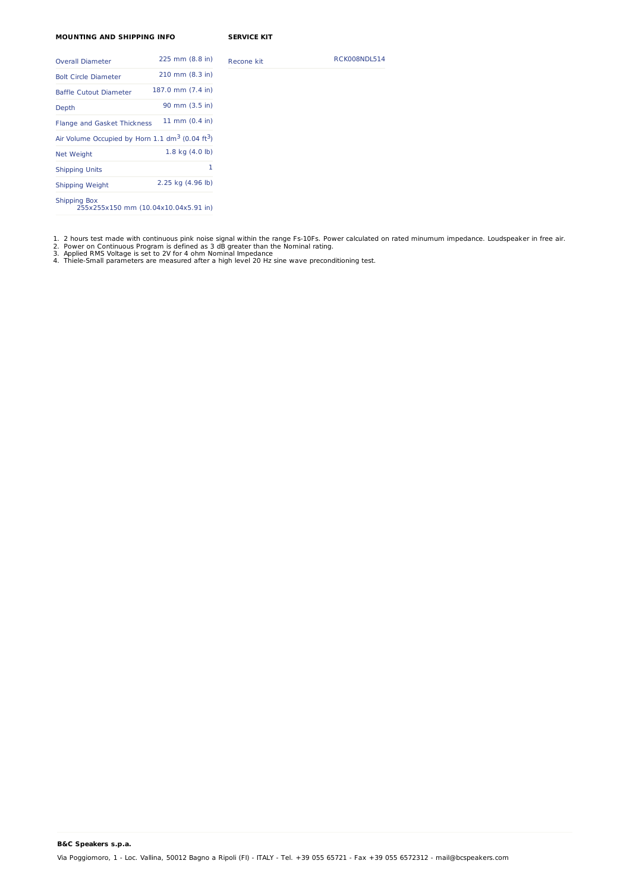#### MOUNTING AND SHIPPING INFO

| | |
|---|---|
| Overall Diameter | 225 mm (8.8 in) |
| Bolt Circle Diameter | 210 mm (8.3 in) |
| Baffle Cutout Diameter | 187.0 mm (7.4 in) |
| Depth | 90 mm (3.5 in) |
| Flange and Gasket Thickness | 11 mm (0.4 in) |
| Air Volume Occupied by Horn | 1.1 $dm^3$ (0.04 $ft^3$) |
| Net Weight | 1.8 kg (4.0 lb) |
| Shipping Units | 1 |
| Shipping Weight | 2.25 kg (4.96 lb) |
| Shipping Box | 255x255x150 mm (10.04x10.04x5.91 in) |

#### SERVICE KIT

| | |
|---|---|
| Recone kit | RCK008NDL514 |

1. 2 hours test made with continuous pink noise signal within the range Fs-10Fs. Power calculated on rated minumum impedance. Loudspeaker in free air.
2. Power on Continuous Program is defined as 3 dB greater than the Nominal rating.
3. Applied RMS Voltage is set to 2V for 4 ohm Nominal Impedance
4. Thiele-Small parameters are measured after a high level 20 Hz sine wave preconditioning test.

**B&C Speakers s.p.a.**

Via Poggiomoro, 1 - Loc. Vallina, 50012 Bagno a Ripoli (FI) - ITALY - Tel. +39 055 65721 - Fax +39 055 6572312 - mail@bcspeakers.com